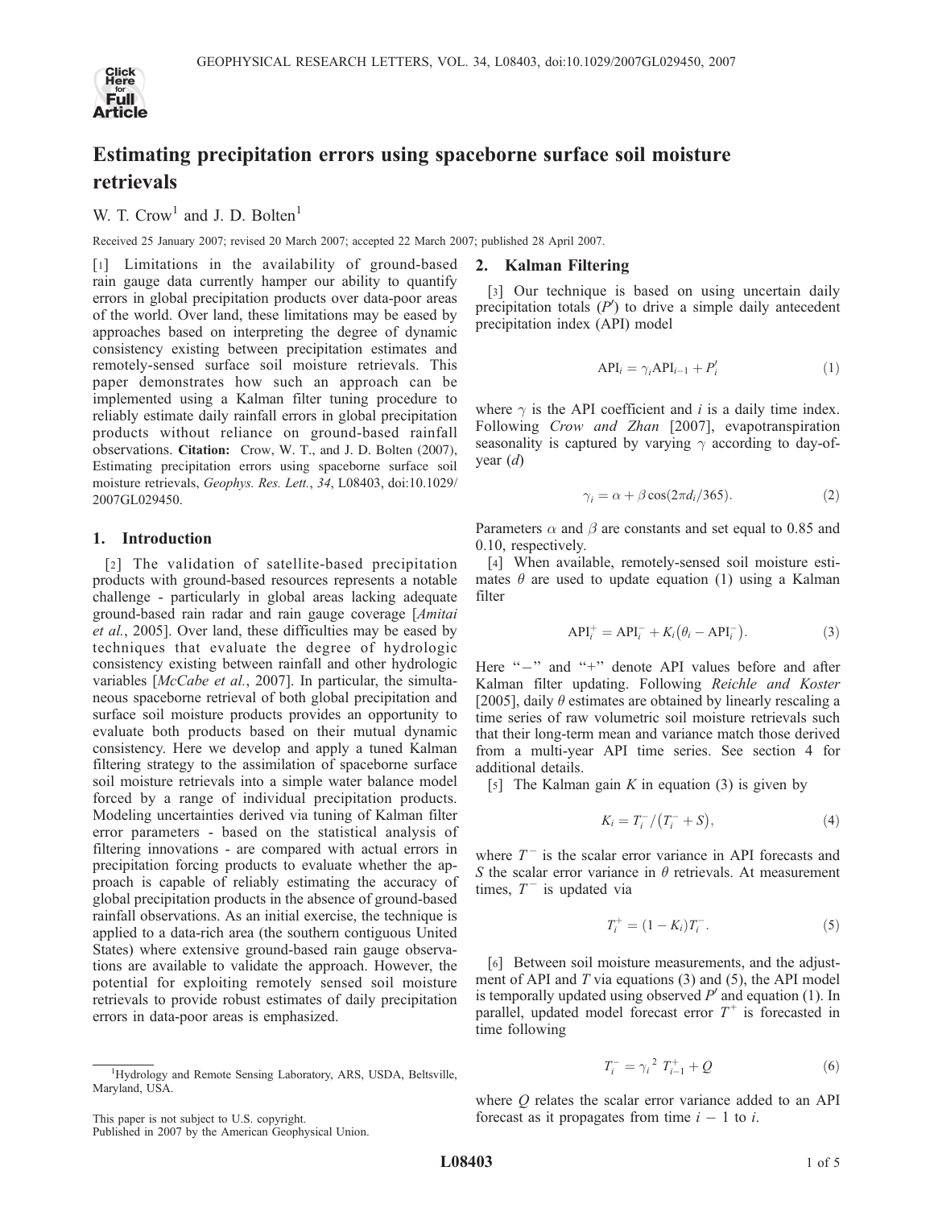# Estimating precipitation errors using spaceborne surface soil moisture retrievals

W. T. Crow[1] and J. D. Bolten[1]

Received 25 January 2007; revised 20 March 2007; accepted 22 March 2007; published 28 April 2007.

[1] Limitations in the availability of ground-based rain gauge data currently hamper our ability to quantify errors in global precipitation products over data-poor areas of the world. Over land, these limitations may be eased by approaches based on interpreting the degree of dynamic consistency existing between precipitation estimates and remotely-sensed surface soil moisture retrievals. This paper demonstrates how such an approach can be implemented using a Kalman filter tuning procedure to reliably estimate daily rainfall errors in global precipitation products without reliance on ground-based rainfall observations. **Citation:** Crow, W. T., and J. D. Bolten (2007), Estimating precipitation errors using spaceborne surface soil moisture retrievals, *Geophys. Res. Lett.*, *34*, L08403, doi:10.1029/2007GL029450.

## 1. Introduction

[2] The validation of satellite-based precipitation products with ground-based resources represents a notable challenge - particularly in global areas lacking adequate ground-based rain radar and rain gauge coverage [*Amitai et al.*, 2005]. Over land, these difficulties may be eased by techniques that evaluate the degree of hydrologic consistency existing between rainfall and other hydrologic variables [*McCabe et al.*, 2007]. In particular, the simultaneous spaceborne retrieval of both global precipitation and surface soil moisture products provides an opportunity to evaluate both products based on their mutual dynamic consistency. Here we develop and apply a tuned Kalman filtering strategy to the assimilation of spaceborne surface soil moisture retrievals into a simple water balance model forced by a range of individual precipitation products. Modeling uncertainties derived via tuning of Kalman filter error parameters - based on the statistical analysis of filtering innovations - are compared with actual errors in precipitation forcing products to evaluate whether the approach is capable of reliably estimating the accuracy of global precipitation products in the absence of ground-based rainfall observations. As an initial exercise, the technique is applied to a data-rich area (the southern contiguous United States) where extensive ground-based rain gauge observations are available to validate the approach. However, the potential for exploiting remotely sensed soil moisture retrievals to provide robust estimates of daily precipitation errors in data-poor areas is emphasized.

## 2. Kalman Filtering

[3] Our technique is based on using uncertain daily precipitation totals ($P'$) to drive a simple daily antecedent precipitation index (API) model

$$\mathrm{API}_i = \gamma_i \mathrm{API}_{i-1} + P'_i \tag{1}$$

where $\gamma$ is the API coefficient and $i$ is a daily time index. Following *Crow and Zhan* [2007], evapotranspiration seasonality is captured by varying $\gamma$ according to day-of-year ($d$)

$$\gamma_i = \alpha + \beta \cos(2\pi d_i/365). \tag{2}$$

Parameters $\alpha$ and $\beta$ are constants and set equal to 0.85 and 0.10, respectively.

[4] When available, remotely-sensed soil moisture estimates $\theta$ are used to update equation (1) using a Kalman filter

$$\mathrm{API}_i^+ = \mathrm{API}_i^- + K_i(\theta_i - \mathrm{API}_i^-). \tag{3}$$

Here "$-$" and "$+$" denote API values before and after Kalman filter updating. Following *Reichle and Koster* [2005], daily $\theta$ estimates are obtained by linearly rescaling a time series of raw volumetric soil moisture retrievals such that their long-term mean and variance match those derived from a multi-year API time series. See section 4 for additional details.

[5] The Kalman gain $K$ in equation (3) is given by

$$K_i = T_i^-/(T_i^- + S), \tag{4}$$

where $T^-$ is the scalar error variance in API forecasts and $S$ the scalar error variance in $\theta$ retrievals. At measurement times, $T^-$ is updated via

$$T_i^+ = (1 - K_i)T_i^-. \tag{5}$$

[6] Between soil moisture measurements, and the adjustment of API and $T$ via equations (3) and (5), the API model is temporally updated using observed $P'$ and equation (1). In parallel, updated model forecast error $T^+$ is forecasted in time following

$$T_i^- = \gamma_i^{\,2}\, T_{i-1}^+ + Q \tag{6}$$

where $Q$ relates the scalar error variance added to an API forecast as it propagates from time $i-1$ to $i$.

[1]Hydrology and Remote Sensing Laboratory, ARS, USDA, Beltsville, Maryland, USA.

This paper is not subject to U.S. copyright.
Published in 2007 by the American Geophysical Union.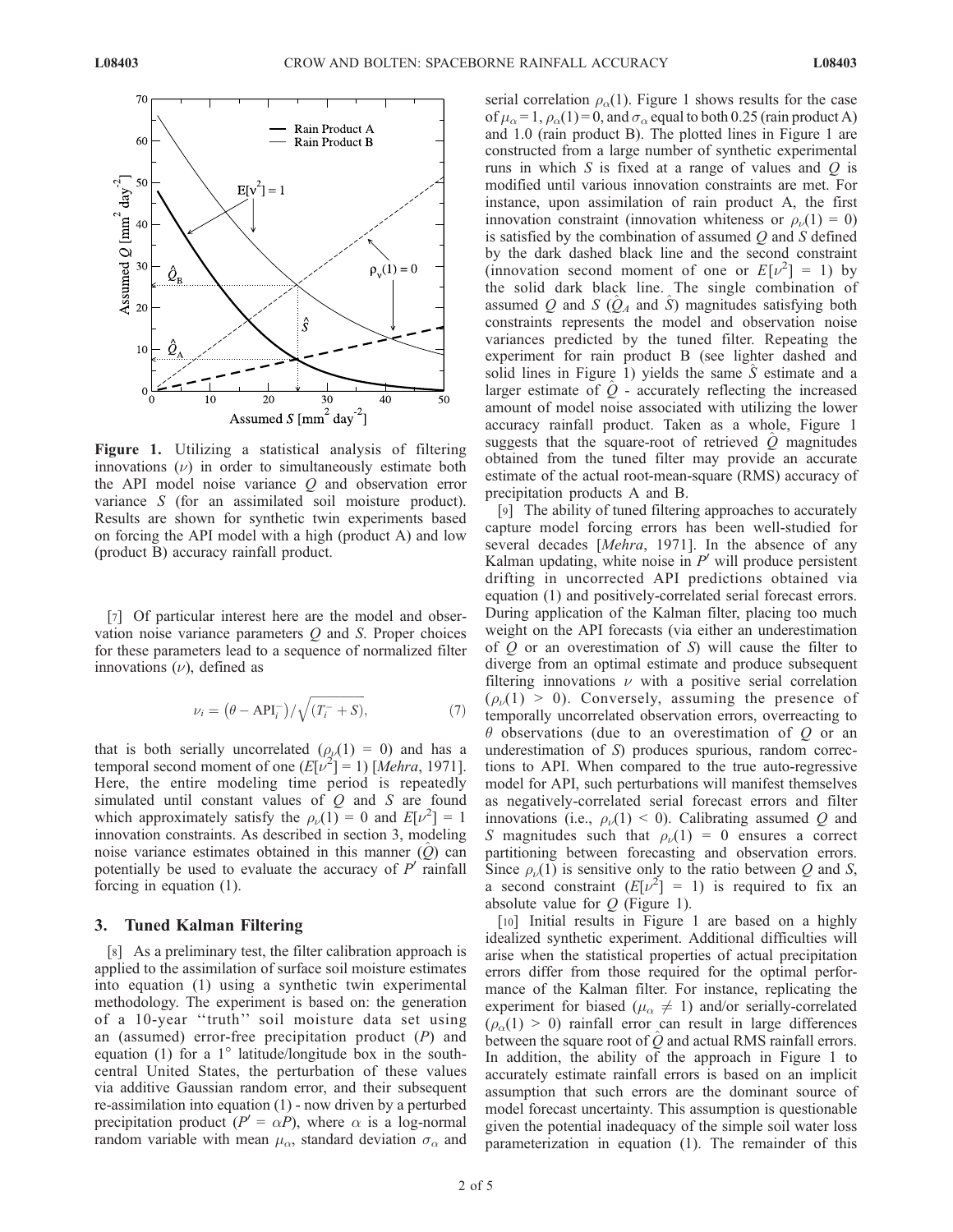**Figure 1.** Utilizing a statistical analysis of filtering innovations ($\nu$) in order to simultaneously estimate both the API model noise variance $Q$ and observation error variance $S$ (for an assimilated soil moisture product). Results are shown for synthetic twin experiments based on forcing the API model with a high (product A) and low (product B) accuracy rainfall product.

[7] Of particular interest here are the model and observation noise variance parameters $Q$ and $S$. Proper choices for these parameters lead to a sequence of normalized filter innovations ($\nu$), defined as

$$\nu_i = \left(\theta - \mathrm{API}_i^-\right) / \sqrt{\left(T_i^- + S\right)}, \tag{7}$$

that is both serially uncorrelated ($\rho_\nu(1) = 0$) and has a temporal second moment of one ($E[\nu^2] = 1$) [*Mehra*, 1971]. Here, the entire modeling time period is repeatedly simulated until constant values of $Q$ and $S$ are found which approximately satisfy the $\rho_\nu(1) = 0$ and $E[\nu^2] = 1$ innovation constraints. As described in section 3, modeling noise variance estimates obtained in this manner ($\hat{Q}$) can potentially be used to evaluate the accuracy of $P'$ rainfall forcing in equation (1).

## 3. Tuned Kalman Filtering

[8] As a preliminary test, the filter calibration approach is applied to the assimilation of surface soil moisture estimates into equation (1) using a synthetic twin experimental methodology. The experiment is based on: the generation of a 10-year "truth" soil moisture data set using an (assumed) error-free precipitation product ($P$) and equation (1) for a 1° latitude/longitude box in the south-central United States, the perturbation of these values via additive Gaussian random error, and their subsequent re-assimilation into equation (1) - now driven by a perturbed precipitation product ($P' = \alpha P$), where $\alpha$ is a log-normal random variable with mean $\mu_\alpha$, standard deviation $\sigma_\alpha$ and serial correlation $\rho_\alpha(1)$. Figure 1 shows results for the case of $\mu_\alpha = 1$, $\rho_\alpha(1) = 0$, and $\sigma_\alpha$ equal to both 0.25 (rain product A) and 1.0 (rain product B). The plotted lines in Figure 1 are constructed from a large number of synthetic experimental runs in which $S$ is fixed at a range of values and $Q$ is modified until various innovation constraints are met. For instance, upon assimilation of rain product A, the first innovation constraint (innovation whiteness or $\rho_\nu(1) = 0$) is satisfied by the combination of assumed $Q$ and $S$ defined by the dark dashed black line and the second constraint (innovation second moment of one or $E[\nu^2] = 1$) by the solid dark black line. The single combination of assumed $Q$ and $S$ ($\hat{Q}_A$ and $\hat{S}$) magnitudes satisfying both constraints represents the model and observation noise variances predicted by the tuned filter. Repeating the experiment for rain product B (see lighter dashed and solid lines in Figure 1) yields the same $\hat{S}$ estimate and a larger estimate of $\hat{Q}$ - accurately reflecting the increased amount of model noise associated with utilizing the lower accuracy rainfall product. Taken as a whole, Figure 1 suggests that the square-root of retrieved $\hat{Q}$ magnitudes obtained from the tuned filter may provide an accurate estimate of the actual root-mean-square (RMS) accuracy of precipitation products A and B.

[9] The ability of tuned filtering approaches to accurately capture model forcing errors has been well-studied for several decades [*Mehra*, 1971]. In the absence of any Kalman updating, white noise in $P'$ will produce persistent drifting in uncorrected API predictions obtained via equation (1) and positively-correlated serial forecast errors. During application of the Kalman filter, placing too much weight on the API forecasts (via either an underestimation of $Q$ or an overestimation of $S$) will cause the filter to diverge from an optimal estimate and produce subsequent filtering innovations $\nu$ with a positive serial correlation ($\rho_\nu(1) > 0$). Conversely, assuming the presence of temporally uncorrelated observation errors, overreacting to $\theta$ observations (due to an overestimation of $Q$ or an underestimation of $S$) produces spurious, random corrections to API. When compared to the true auto-regressive model for API, such perturbations will manifest themselves as negatively-correlated serial forecast errors and filter innovations (i.e., $\rho_\nu(1) < 0$). Calibrating assumed $Q$ and $S$ magnitudes such that $\rho_\nu(1) = 0$ ensures a correct partitioning between forecasting and observation errors. Since $\rho_\nu(1)$ is sensitive only to the ratio between $Q$ and $S$, a second constraint ($E[\nu^2] = 1$) is required to fix an absolute value for $Q$ (Figure 1).

[10] Initial results in Figure 1 are based on a highly idealized synthetic experiment. Additional difficulties will arise when the statistical properties of actual precipitation errors differ from those required for the optimal performance of the Kalman filter. For instance, replicating the experiment for biased ($\mu_\alpha \neq 1$) and/or serially-correlated ($\rho_\alpha(1) > 0$) rainfall error can result in large differences between the square root of $\hat{Q}$ and actual RMS rainfall errors. In addition, the ability of the approach in Figure 1 to accurately estimate rainfall errors is based on an implicit assumption that such errors are the dominant source of model forecast uncertainty. This assumption is questionable given the potential inadequacy of the simple soil water loss parameterization in equation (1). The remainder of this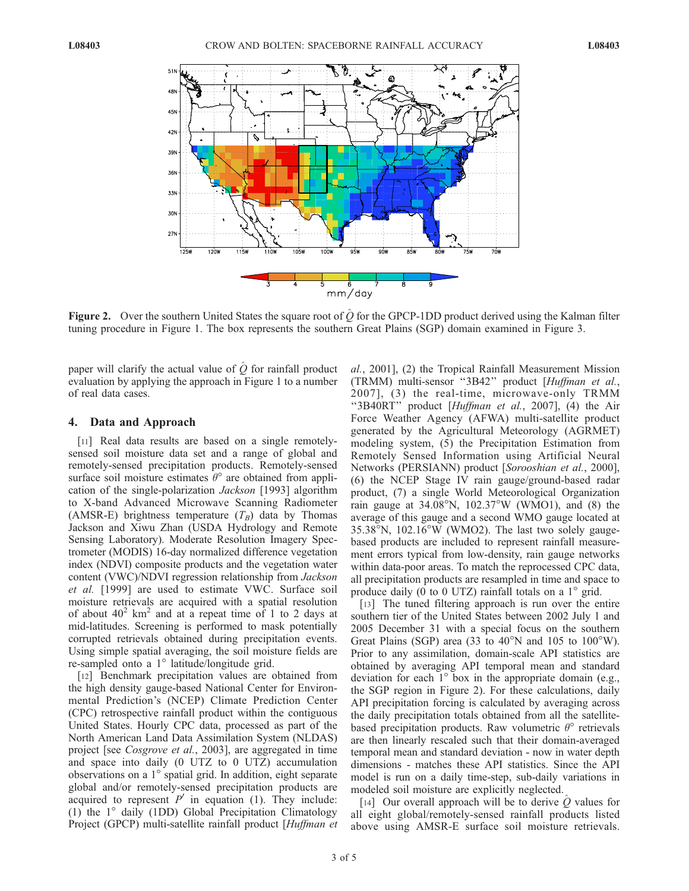**Figure 2.** Over the southern United States the square root of $\hat{Q}$ for the GPCP-1DD product derived using the Kalman filter tuning procedure in Figure 1. The box represents the southern Great Plains (SGP) domain examined in Figure 3.

paper will clarify the actual value of $\hat{Q}$ for rainfall product evaluation by applying the approach in Figure 1 to a number of real data cases.

## 4. Data and Approach

[11] Real data results are based on a single remotely-sensed soil moisture data set and a range of global and remotely-sensed precipitation products. Remotely-sensed surface soil moisture estimates $\theta^{o}$ are obtained from application of the single-polarization *Jackson* [1993] algorithm to X-band Advanced Microwave Scanning Radiometer (AMSR-E) brightness temperature ($T_B$) data by Thomas Jackson and Xiwu Zhan (USDA Hydrology and Remote Sensing Laboratory). Moderate Resolution Imagery Spectrometer (MODIS) 16-day normalized difference vegetation index (NDVI) composite products and the vegetation water content (VWC)/NDVI regression relationship from *Jackson et al.* [1999] are used to estimate VWC. Surface soil moisture retrievals are acquired with a spatial resolution of about $40^2$ km$^2$ and at a repeat time of 1 to 2 days at mid-latitudes. Screening is performed to mask potentially corrupted retrievals obtained during precipitation events. Using simple spatial averaging, the soil moisture fields are re-sampled onto a 1° latitude/longitude grid.

[12] Benchmark precipitation values are obtained from the high density gauge-based National Center for Environmental Prediction's (NCEP) Climate Prediction Center (CPC) retrospective rainfall product within the contiguous United States. Hourly CPC data, processed as part of the North American Land Data Assimilation System (NLDAS) project [see *Cosgrove et al.*, 2003], are aggregated in time and space into daily (0 UTZ to 0 UTZ) accumulation observations on a 1° spatial grid. In addition, eight separate global and/or remotely-sensed precipitation products are acquired to represent $P'$ in equation (1). They include: (1) the 1° daily (1DD) Global Precipitation Climatology Project (GPCP) multi-satellite rainfall product [*Huffman et al.*, 2001], (2) the Tropical Rainfall Measurement Mission (TRMM) multi-sensor "3B42" product [*Huffman et al.*, 2007], (3) the real-time, microwave-only TRMM "3B40RT" product [*Huffman et al.*, 2007], (4) the Air Force Weather Agency (AFWA) multi-satellite product generated by the Agricultural Meteorology (AGRMET) modeling system, (5) the Precipitation Estimation from Remotely Sensed Information using Artificial Neural Networks (PERSIANN) product [*Sorooshian et al.*, 2000], (6) the NCEP Stage IV rain gauge/ground-based radar product, (7) a single World Meteorological Organization rain gauge at 34.08°N, 102.37°W (WMO1), and (8) the average of this gauge and a second WMO gauge located at 35.38°N, 102.16°W (WMO2). The last two solely gauge-based products are included to represent rainfall measurement errors typical from low-density, rain gauge networks within data-poor areas. To match the reprocessed CPC data, all precipitation products are resampled in time and space to produce daily (0 to 0 UTZ) rainfall totals on a 1° grid.

[13] The tuned filtering approach is run over the entire southern tier of the United States between 2002 July 1 and 2005 December 31 with a special focus on the southern Great Plains (SGP) area (33 to 40°N and 105 to 100°W). Prior to any assimilation, domain-scale API statistics are obtained by averaging API temporal mean and standard deviation for each 1° box in the appropriate domain (e.g., the SGP region in Figure 2). For these calculations, daily API precipitation forcing is calculated by averaging across the daily precipitation totals obtained from all the satellite-based precipitation products. Raw volumetric $\theta^{o}$ retrievals are then linearly rescaled such that their domain-averaged temporal mean and standard deviation - now in water depth dimensions - matches these API statistics. Since the API model is run on a daily time-step, sub-daily variations in modeled soil moisture are explicitly neglected.

[14] Our overall approach will be to derive $\hat{Q}$ values for all eight global/remotely-sensed rainfall products listed above using AMSR-E surface soil moisture retrievals.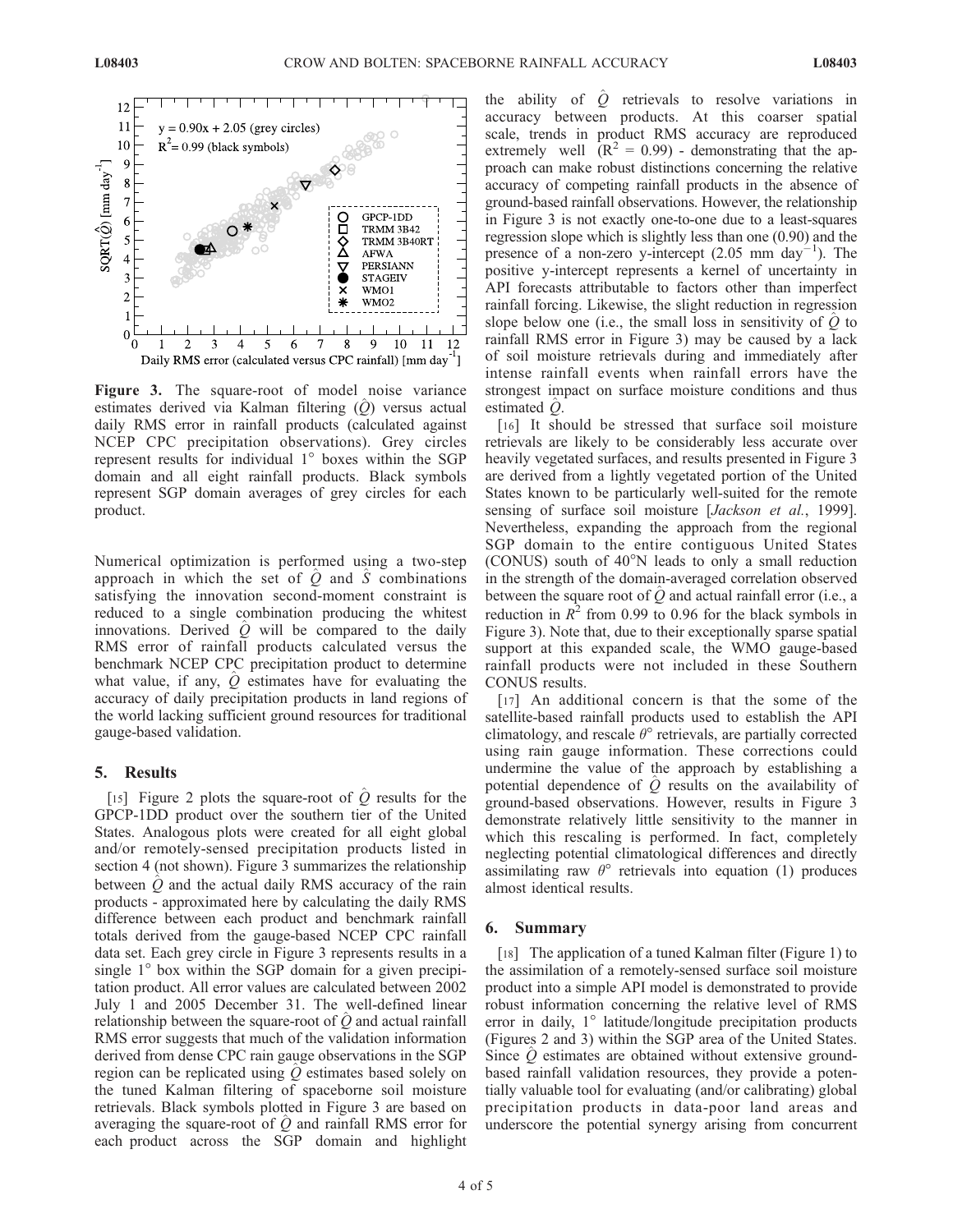Figure 3. The square-root of model noise variance estimates derived via Kalman filtering ($\hat{Q}$) versus actual daily RMS error in rainfall products (calculated against NCEP CPC precipitation observations). Grey circles represent results for individual 1° boxes within the SGP domain and all eight rainfall products. Black symbols represent SGP domain averages of grey circles for each product.

Numerical optimization is performed using a two-step approach in which the set of $\hat{Q}$ and $\hat{S}$ combinations satisfying the innovation second-moment constraint is reduced to a single combination producing the whitest innovations. Derived $\hat{Q}$ will be compared to the daily RMS error of rainfall products calculated versus the benchmark NCEP CPC precipitation product to determine what value, if any, $\hat{Q}$ estimates have for evaluating the accuracy of daily precipitation products in land regions of the world lacking sufficient ground resources for traditional gauge-based validation.

## 5. Results

[15] Figure 2 plots the square-root of $\hat{Q}$ results for the GPCP-1DD product over the southern tier of the United States. Analogous plots were created for all eight global and/or remotely-sensed precipitation products listed in section 4 (not shown). Figure 3 summarizes the relationship between $\hat{Q}$ and the actual daily RMS accuracy of the rain products - approximated here by calculating the daily RMS difference between each product and benchmark rainfall totals derived from the gauge-based NCEP CPC rainfall data set. Each grey circle in Figure 3 represents results in a single 1° box within the SGP domain for a given precipitation product. All error values are calculated between 2002 July 1 and 2005 December 31. The well-defined linear relationship between the square-root of $\hat{Q}$ and actual rainfall RMS error suggests that much of the validation information derived from dense CPC rain gauge observations in the SGP region can be replicated using $\hat{Q}$ estimates based solely on the tuned Kalman filtering of spaceborne soil moisture retrievals. Black symbols plotted in Figure 3 are based on averaging the square-root of $\hat{Q}$ and rainfall RMS error for each product across the SGP domain and highlight the ability of $\hat{Q}$ retrievals to resolve variations in accuracy between products. At this coarser spatial scale, trends in product RMS accuracy are reproduced extremely well ($R^2$ = 0.99) - demonstrating that the approach can make robust distinctions concerning the relative accuracy of competing rainfall products in the absence of ground-based rainfall observations. However, the relationship in Figure 3 is not exactly one-to-one due to a least-squares regression slope which is slightly less than one (0.90) and the presence of a non-zero y-intercept (2.05 mm day$^{-1}$). The positive y-intercept represents a kernel of uncertainty in API forecasts attributable to factors other than imperfect rainfall forcing. Likewise, the slight reduction in regression slope below one (i.e., the small loss in sensitivity of $\hat{Q}$ to rainfall RMS error in Figure 3) may be caused by a lack of soil moisture retrievals during and immediately after intense rainfall events when rainfall errors have the strongest impact on surface moisture conditions and thus estimated $\hat{Q}$.

[16] It should be stressed that surface soil moisture retrievals are likely to be considerably less accurate over heavily vegetated surfaces, and results presented in Figure 3 are derived from a lightly vegetated portion of the United States known to be particularly well-suited for the remote sensing of surface soil moisture [*Jackson et al.*, 1999]. Nevertheless, expanding the approach from the regional SGP domain to the entire contiguous United States (CONUS) south of 40°N leads to only a small reduction in the strength of the domain-averaged correlation observed between the square root of $\hat{Q}$ and actual rainfall error (i.e., a reduction in $R^2$ from 0.99 to 0.96 for the black symbols in Figure 3). Note that, due to their exceptionally sparse spatial support at this expanded scale, the WMO gauge-based rainfall products were not included in these Southern CONUS results.

[17] An additional concern is that the some of the satellite-based rainfall products used to establish the API climatology, and rescale $\theta^{o}$ retrievals, are partially corrected using rain gauge information. These corrections could undermine the value of the approach by establishing a potential dependence of $\hat{Q}$ results on the availability of ground-based observations. However, results in Figure 3 demonstrate relatively little sensitivity to the manner in which this rescaling is performed. In fact, completely neglecting potential climatological differences and directly assimilating raw $\theta^{o}$ retrievals into equation (1) produces almost identical results.

## 6. Summary

[18] The application of a tuned Kalman filter (Figure 1) to the assimilation of a remotely-sensed surface soil moisture product into a simple API model is demonstrated to provide robust information concerning the relative level of RMS error in daily, 1° latitude/longitude precipitation products (Figures 2 and 3) within the SGP area of the United States. Since $\hat{Q}$ estimates are obtained without extensive ground-based rainfall validation resources, they provide a potentially valuable tool for evaluating (and/or calibrating) global precipitation products in data-poor land areas and underscore the potential synergy arising from concurrent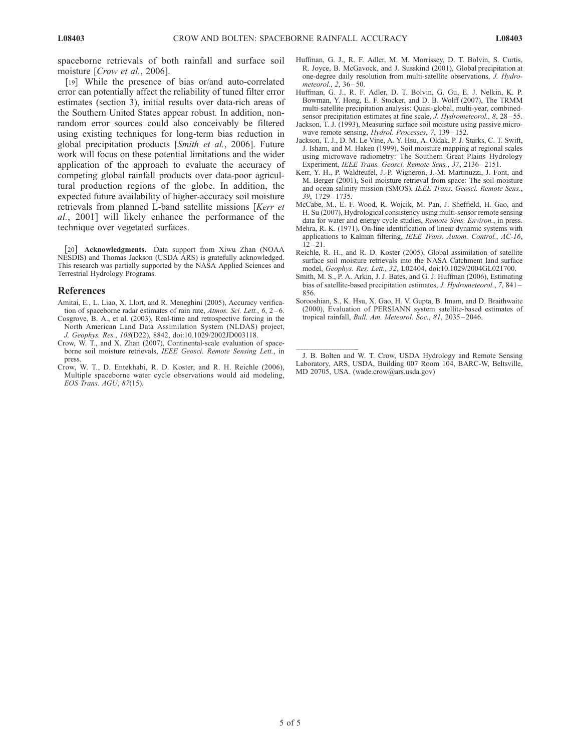spaceborne retrievals of both rainfall and surface soil moisture [*Crow et al.*, 2006].

[19] While the presence of bias or/and auto-correlated error can potentially affect the reliability of tuned filter error estimates (section 3), initial results over data-rich areas of the Southern United States appear robust. In addition, non-random error sources could also conceivably be filtered using existing techniques for long-term bias reduction in global precipitation products [*Smith et al.*, 2006]. Future work will focus on these potential limitations and the wider application of the approach to evaluate the accuracy of competing global rainfall products over data-poor agricultural production regions of the globe. In addition, the expected future availability of higher-accuracy soil moisture retrievals from planned L-band satellite missions [*Kerr et al.*, 2001] will likely enhance the performance of the technique over vegetated surfaces.

[20] **Acknowledgments.** Data support from Xiwu Zhan (NOAA NESDIS) and Thomas Jackson (USDA ARS) is gratefully acknowledged. This research was partially supported by the NASA Applied Sciences and Terrestrial Hydrology Programs.

## References

Amitai, E., L. Liao, X. Llort, and R. Meneghini (2005), Accuracy verification of spaceborne radar estimates of rain rate, *Atmos. Sci. Lett.*, *6*, 2–6.

Cosgrove, B. A., et al. (2003), Real-time and retrospective forcing in the North American Land Data Assimilation System (NLDAS) project, *J. Geophys. Res.*, *108*(D22), 8842, doi:10.1029/2002JD003118.

Crow, W. T., and X. Zhan (2007), Continental-scale evaluation of spaceborne soil moisture retrievals, *IEEE Geosci. Remote Sensing Lett.*, in press.

Crow, W. T., D. Entekhabi, R. D. Koster, and R. H. Reichle (2006), Multiple spaceborne water cycle observations would aid modeling, *EOS Trans. AGU*, *87*(15).

Huffman, G. J., R. F. Adler, M. M. Morrissey, D. T. Bolvin, S. Curtis, R. Joyce, B. McGavock, and J. Susskind (2001), Global precipitation at one-degree daily resolution from multi-satellite observations, *J. Hydrometeorol.*, *2*, 36–50.

Huffman, G. J., R. F. Adler, D. T. Bolvin, G. Gu, E. J. Nelkin, K. P. Bowman, Y. Hong, E. F. Stocker, and D. B. Wolff (2007), The TRMM multi-satellite precipitation analysis: Quasi-global, multi-year, combined-sensor precipitation estimates at fine scale, *J. Hydrometeorol.*, *8*, 28–55.

Jackson, T. J. (1993), Measuring surface soil moisture using passive microwave remote sensing, *Hydrol. Processes*, *7*, 139–152.

Jackson, T. J., D. M. Le Vine, A. Y. Hsu, A. Oldak, P. J. Starks, C. T. Swift, J. Isham, and M. Haken (1999), Soil moisture mapping at regional scales using microwave radiometry: The Southern Great Plains Hydrology Experiment, *IEEE Trans. Geosci. Remote Sens.*, *37*, 2136–2151.

Kerr, Y. H., P. Waldteufel, J.-P. Wigneron, J.-M. Martinuzzi, J. Font, and M. Berger (2001), Soil moisture retrieval from space: The soil moisture and ocean salinity mission (SMOS), *IEEE Trans. Geosci. Remote Sens.*, *39*, 1729–1735.

McCabe, M., E. F. Wood, R. Wojcik, M. Pan, J. Sheffield, H. Gao, and H. Su (2007), Hydrological consistency using multi-sensor remote sensing data for water and energy cycle studies, *Remote Sens. Environ.*, in press.

Mehra, R. K. (1971), On-line identification of linear dynamic systems with applications to Kalman filtering, *IEEE Trans. Autom. Control.*, *AC-16*, 12–21.

Reichle, R. H., and R. D. Koster (2005), Global assimilation of satellite surface soil moisture retrievals into the NASA Catchment land surface model, *Geophys. Res. Lett.*, *32*, L02404, doi:10.1029/2004GL021700.

Smith, M. S., P. A. Arkin, J. J. Bates, and G. J. Huffman (2006), Estimating bias of satellite-based precipitation estimates, *J. Hydrometeorol.*, *7*, 841–856.

Sorooshian, S., K. Hsu, X. Gao, H. V. Gupta, B. Imam, and D. Braithwaite (2000), Evaluation of PERSIANN system satellite-based estimates of tropical rainfall, *Bull. Am. Meteorol. Soc.*, *81*, 2035–2046.

J. B. Bolten and W. T. Crow, USDA Hydrology and Remote Sensing Laboratory, ARS, USDA, Building 007 Room 104, BARC-W, Beltsville, MD 20705, USA. (wade.crow@ars.usda.gov)